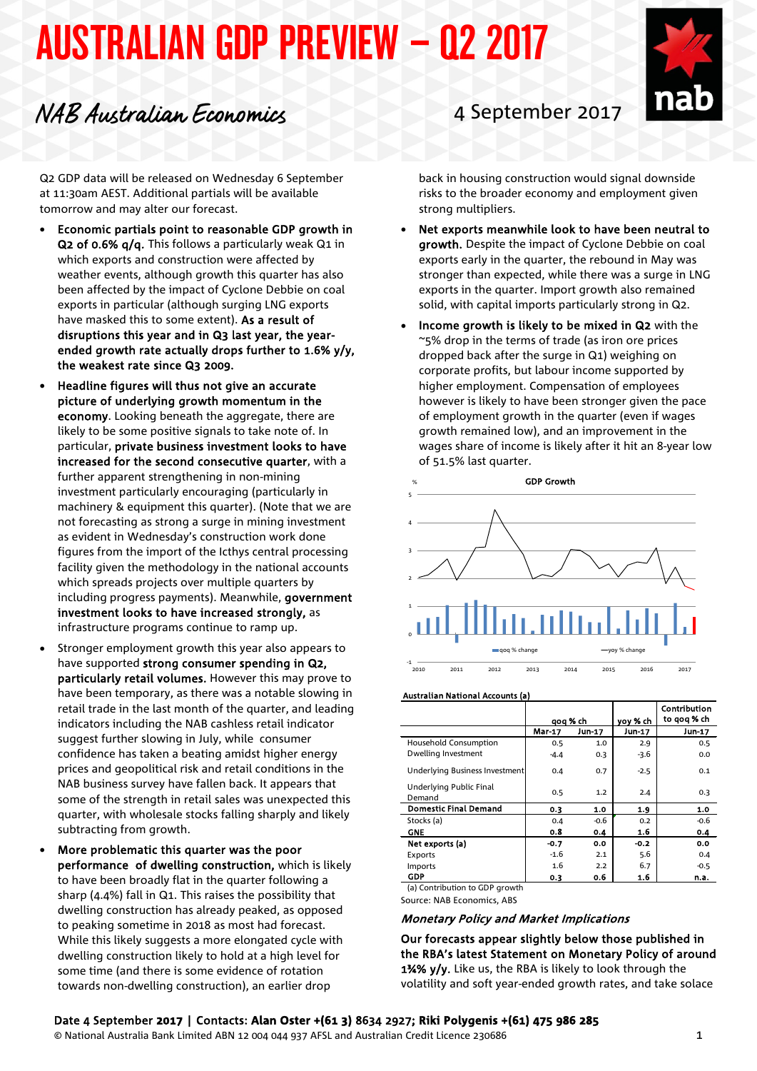# AUSTRALIAN GDP PREVIEW – Q2 2017

*NAB Australian Economics*

4 September 2017

Q2 GDP data will be released on Wednesday 6 September at 11:30am AEST. Additional partials will be available tomorrow and may alter our forecast.

- **Economic partials point to reasonable GDP growth in Q2 of 0.6% q/q.** This follows a particularly weak Q1 in which exports and construction were affected by weather events, although growth this quarter has also been affected by the impact of Cyclone Debbie on coal exports in particular (although surging LNG exports have masked this to some extent). **As a result of disruptions this year and in Q3 last year, the year-ended growth rate actually drops further to 1.6% y/y, the weakest rate since Q3 2009.**
- **Headline figures will thus not give an accurate picture of underlying growth momentum in the economy**. Looking beneath the aggregate, there are likely to be some positive signals to take note of. In particular, **private business investment looks to have increased for the second consecutive quarter**, with a further apparent strengthening in non-mining investment particularly encouraging (particularly in machinery & equipment this quarter). (Note that we are not forecasting as strong a surge in mining investment as evident in Wednesday's construction work done figures from the import of the Icthys central processing facility given the methodology in the national accounts which spreads projects over multiple quarters by including progress payments). Meanwhile, **government investment looks to have increased strongly,** as infrastructure programs continue to ramp up.
- Stronger employment growth this year also appears to have supported **strong consumer spending in Q2, particularly retail volumes.** However this may prove to have been temporary, as there was a notable slowing in retail trade in the last month of the quarter, and leading indicators including the NAB cashless retail indicator suggest further slowing in July, while consumer confidence has taken a beating amidst higher energy prices and geopolitical risk and retail conditions in the NAB business survey have fallen back. It appears that some of the strength in retail sales was unexpected this quarter, with wholesale stocks falling sharply and likely subtracting from growth.
- **More problematic this quarter was the poor performance of dwelling construction,** which is likely to have been broadly flat in the quarter following a sharp (4.4%) fall in Q1. This raises the possibility that dwelling construction has already peaked, as opposed to peaking sometime in 2018 as most had forecast. While this likely suggests a more elongated cycle with dwelling construction likely to hold at a high level for some time (and there is some evidence of rotation towards non-dwelling construction), an earlier drop back in housing construction would signal downside risks to the broader economy and employment given strong multipliers.
- **Net exports meanwhile look to have been neutral to growth.** Despite the impact of Cyclone Debbie on coal exports early in the quarter, the rebound in May was stronger than expected, while there was a surge in LNG exports in the quarter. Import growth also remained solid, with capital imports particularly strong in Q2.
- **Income growth is likely to be mixed in Q2** with the ~5% drop in the terms of trade (as iron ore prices dropped back after the surge in Q1) weighing on corporate profits, but labour income supported by higher employment. Compensation of employees however is likely to have been stronger given the pace of employment growth in the quarter (even if wages growth remained low), and an improvement in the wages share of income is likely after it hit an 8-year low of 51.5% last quarter.

**Australian National Accounts (a)**

| | qoq % ch | | yoy % ch | Contribution to qoq % ch |
|---|---|---|---|---|
| | Mar-17 | Jun-17 | Jun-17 | Jun-17 |
| Household Consumption | 0.5 | 1.0 | 2.9 | 0.5 |
| Dwelling Investment | -4.4 | 0.3 | -3.6 | 0.0 |
| Underlying Business Investment | 0.4 | 0.7 | -2.5 | 0.1 |
| Underlying Public Final Demand | 0.5 | 1.2 | 2.4 | 0.3 |
| **Domestic Final Demand** | **0.3** | **1.0** | **1.9** | **1.0** |
| Stocks (a) | 0.4 | -0.6 | 0.2 | -0.6 |
| **GNE** | **0.8** | **0.4** | **1.6** | **0.4** |
| **Net exports (a)** | **-0.7** | **0.0** | **-0.2** | **0.0** |
| Exports | -1.6 | 2.1 | 5.6 | 0.4 |
| Imports | 1.6 | 2.2 | 6.7 | -0.5 |
| **GDP** | **0.3** | **0.6** | **1.6** | **n.a.** |

(a) Contribution to GDP growth

Source: NAB Economics, ABS

### *Monetary Policy and Market Implications*

**Our forecasts appear slightly below those published in the RBA's latest Statement on Monetary Policy of around 1¾% y/y.** Like us, the RBA is likely to look through the volatility and soft year-ended growth rates, and take solace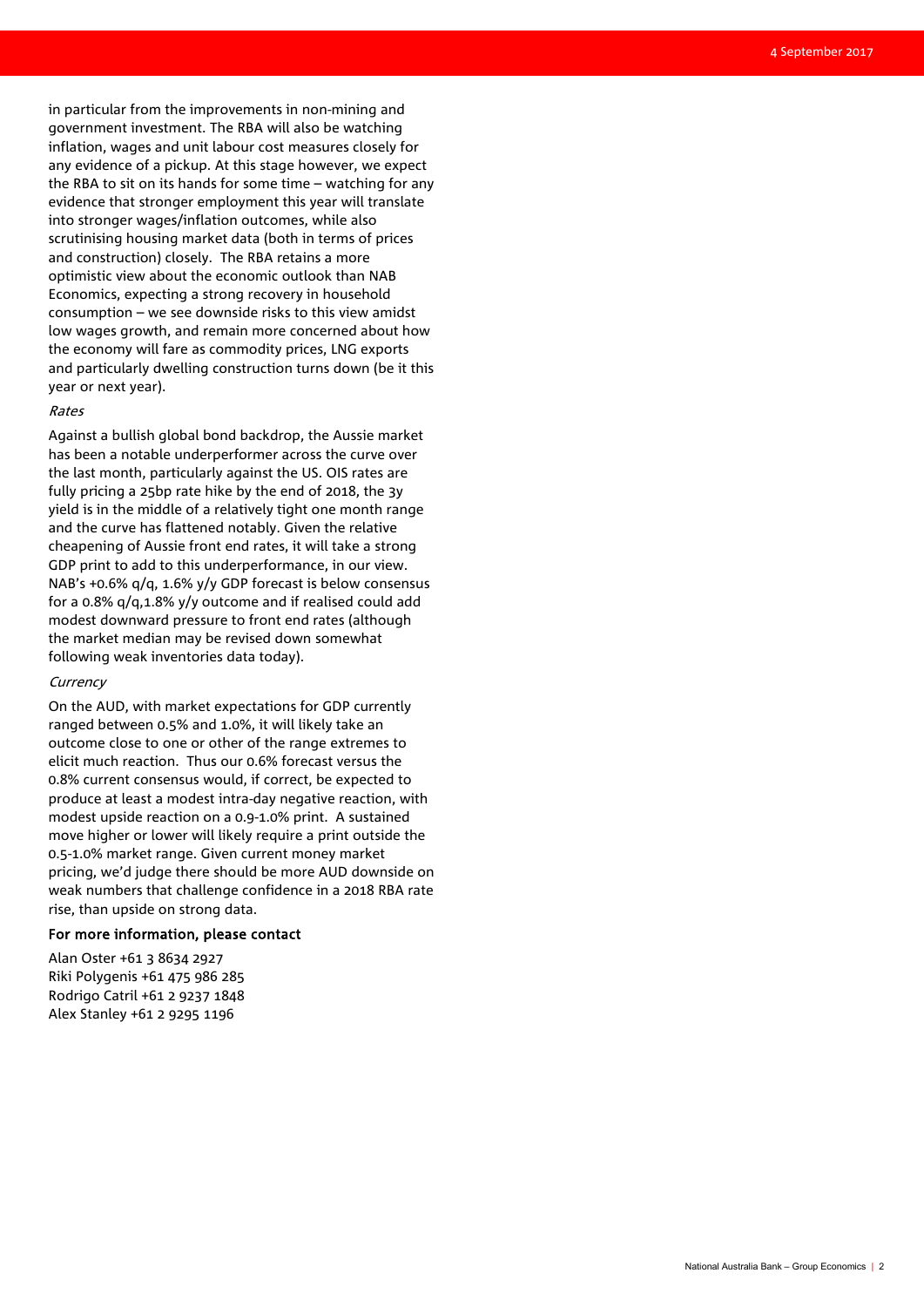in particular from the improvements in non-mining and government investment. The RBA will also be watching inflation, wages and unit labour cost measures closely for any evidence of a pickup. At this stage however, we expect the RBA to sit on its hands for some time – watching for any evidence that stronger employment this year will translate into stronger wages/inflation outcomes, while also scrutinising housing market data (both in terms of prices and construction) closely. The RBA retains a more optimistic view about the economic outlook than NAB Economics, expecting a strong recovery in household consumption – we see downside risks to this view amidst low wages growth, and remain more concerned about how the economy will fare as commodity prices, LNG exports and particularly dwelling construction turns down (be it this year or next year).

*Rates*

Against a bullish global bond backdrop, the Aussie market has been a notable underperformer across the curve over the last month, particularly against the US. OIS rates are fully pricing a 25bp rate hike by the end of 2018, the 3y yield is in the middle of a relatively tight one month range and the curve has flattened notably. Given the relative cheapening of Aussie front end rates, it will take a strong GDP print to add to this underperformance, in our view. NAB's +0.6% q/q, 1.6% y/y GDP forecast is below consensus for a 0.8% q/q,1.8% y/y outcome and if realised could add modest downward pressure to front end rates (although the market median may be revised down somewhat following weak inventories data today).

*Currency*

On the AUD, with market expectations for GDP currently ranged between 0.5% and 1.0%, it will likely take an outcome close to one or other of the range extremes to elicit much reaction. Thus our 0.6% forecast versus the 0.8% current consensus would, if correct, be expected to produce at least a modest intra-day negative reaction, with modest upside reaction on a 0.9-1.0% print. A sustained move higher or lower will likely require a print outside the 0.5-1.0% market range. Given current money market pricing, we'd judge there should be more AUD downside on weak numbers that challenge confidence in a 2018 RBA rate rise, than upside on strong data.

**For more information, please contact**

Alan Oster +61 3 8634 2927
Riki Polygenis +61 475 986 285
Rodrigo Catril +61 2 9237 1848
Alex Stanley +61 2 9295 1196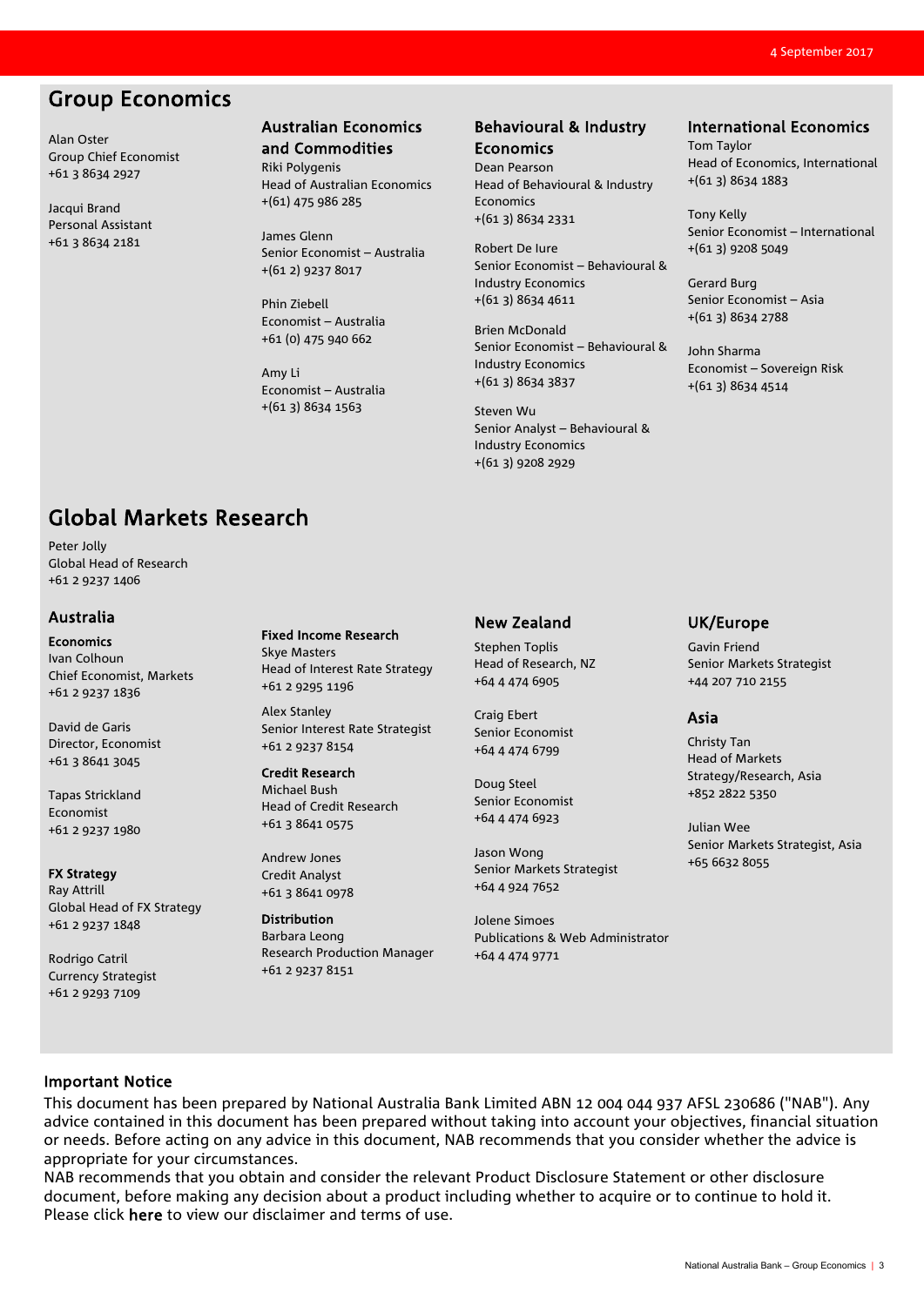# Group Economics

Alan Oster
Group Chief Economist
+61 3 8634 2927

Jacqui Brand
Personal Assistant
+61 3 8634 2181

## Australian Economics and Commodities

Riki Polygenis
Head of Australian Economics
+(61) 475 986 285

James Glenn
Senior Economist – Australia
+(61 2) 9237 8017

Phin Ziebell
Economist – Australia
+61 (0) 475 940 662

Amy Li
Economist – Australia
+(61 3) 8634 1563

## Behavioural & Industry Economics

Dean Pearson
Head of Behavioural & Industry Economics
+(61 3) 8634 2331

Robert De Iure
Senior Economist – Behavioural & Industry Economics
+(61 3) 8634 4611

Brien McDonald
Senior Economist – Behavioural & Industry Economics
+(61 3) 8634 3837

Steven Wu
Senior Analyst – Behavioural & Industry Economics
+(61 3) 9208 2929

## International Economics

Tom Taylor
Head of Economics, International
+(61 3) 8634 1883

Tony Kelly
Senior Economist – International
+(61 3) 9208 5049

Gerard Burg
Senior Economist – Asia
+(61 3) 8634 2788

John Sharma
Economist – Sovereign Risk
+(61 3) 8634 4514

# Global Markets Research

Peter Jolly
Global Head of Research
+61 2 9237 1406

## Australia

**Economics**
Ivan Colhoun
Chief Economist, Markets
+61 2 9237 1836

David de Garis
Director, Economist
+61 3 8641 3045

Tapas Strickland
Economist
+61 2 9237 1980

**FX Strategy**
Ray Attrill
Global Head of FX Strategy
+61 2 9237 1848

Rodrigo Catril
Currency Strategist
+61 2 9293 7109

**Fixed Income Research**
Skye Masters
Head of Interest Rate Strategy
+61 2 9295 1196

Alex Stanley
Senior Interest Rate Strategist
+61 2 9237 8154

**Credit Research**
Michael Bush
Head of Credit Research
+61 3 8641 0575

Andrew Jones
Credit Analyst
+61 3 8641 0978

**Distribution**
Barbara Leong
Research Production Manager
+61 2 9237 8151

## New Zealand

Stephen Toplis
Head of Research, NZ
+64 4 474 6905

Craig Ebert
Senior Economist
+64 4 474 6799

Doug Steel
Senior Economist
+64 4 474 6923

Jason Wong
Senior Markets Strategist
+64 4 924 7652

Jolene Simoes
Publications & Web Administrator
+64 4 474 9771

## UK/Europe

Gavin Friend
Senior Markets Strategist
+44 207 710 2155

## Asia

Christy Tan
Head of Markets Strategy/Research, Asia
+852 2822 5350

Julian Wee
Senior Markets Strategist, Asia
+65 6632 8055

### Important Notice

This document has been prepared by National Australia Bank Limited ABN 12 004 044 937 AFSL 230686 ("NAB"). Any advice contained in this document has been prepared without taking into account your objectives, financial situation or needs. Before acting on any advice in this document, NAB recommends that you consider whether the advice is appropriate for your circumstances.
NAB recommends that you obtain and consider the relevant Product Disclosure Statement or other disclosure document, before making any decision about a product including whether to acquire or to continue to hold it.
Please click **here** to view our disclaimer and terms of use.